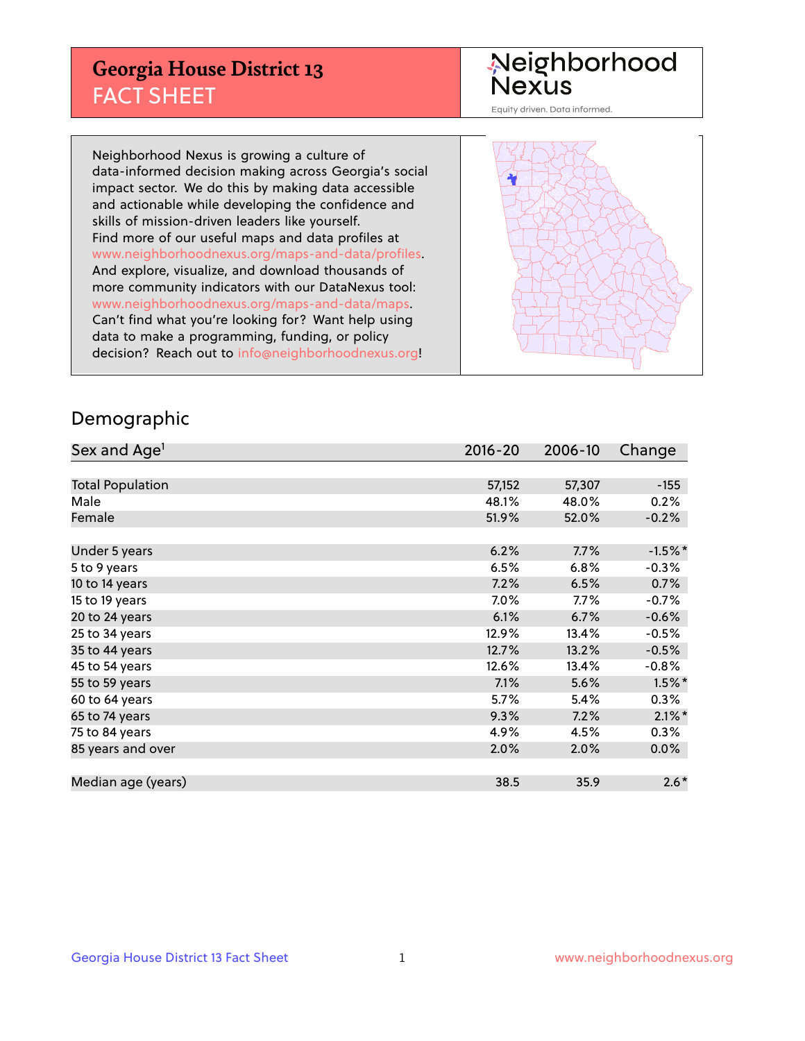# Georgia House District 13
## FACT SHEET

Neighborhood Nexus

Equity driven. Data informed.

Neighborhood Nexus is growing a culture of data-informed decision making across Georgia's social impact sector. We do this by making data accessible and actionable while developing the confidence and skills of mission-driven leaders like yourself. Find more of our useful maps and data profiles at www.neighborhoodnexus.org/maps-and-data/profiles. And explore, visualize, and download thousands of more community indicators with our DataNexus tool: www.neighborhoodnexus.org/maps-and-data/maps. Can't find what you're looking for? Want help using data to make a programming, funding, or policy decision? Reach out to info@neighborhoodnexus.org!

## Demographic

| Sex and Age[1] | 2016-20 | 2006-10 | Change |
|---|---|---|---|
| Total Population | 57,152 | 57,307 | -155 |
| Male | 48.1% | 48.0% | 0.2% |
| Female | 51.9% | 52.0% | -0.2% |
| Under 5 years | 6.2% | 7.7% | -1.5%* |
| 5 to 9 years | 6.5% | 6.8% | -0.3% |
| 10 to 14 years | 7.2% | 6.5% | 0.7% |
| 15 to 19 years | 7.0% | 7.7% | -0.7% |
| 20 to 24 years | 6.1% | 6.7% | -0.6% |
| 25 to 34 years | 12.9% | 13.4% | -0.5% |
| 35 to 44 years | 12.7% | 13.2% | -0.5% |
| 45 to 54 years | 12.6% | 13.4% | -0.8% |
| 55 to 59 years | 7.1% | 5.6% | 1.5%* |
| 60 to 64 years | 5.7% | 5.4% | 0.3% |
| 65 to 74 years | 9.3% | 7.2% | 2.1%* |
| 75 to 84 years | 4.9% | 4.5% | 0.3% |
| 85 years and over | 2.0% | 2.0% | 0.0% |
| Median age (years) | 38.5 | 35.9 | 2.6* |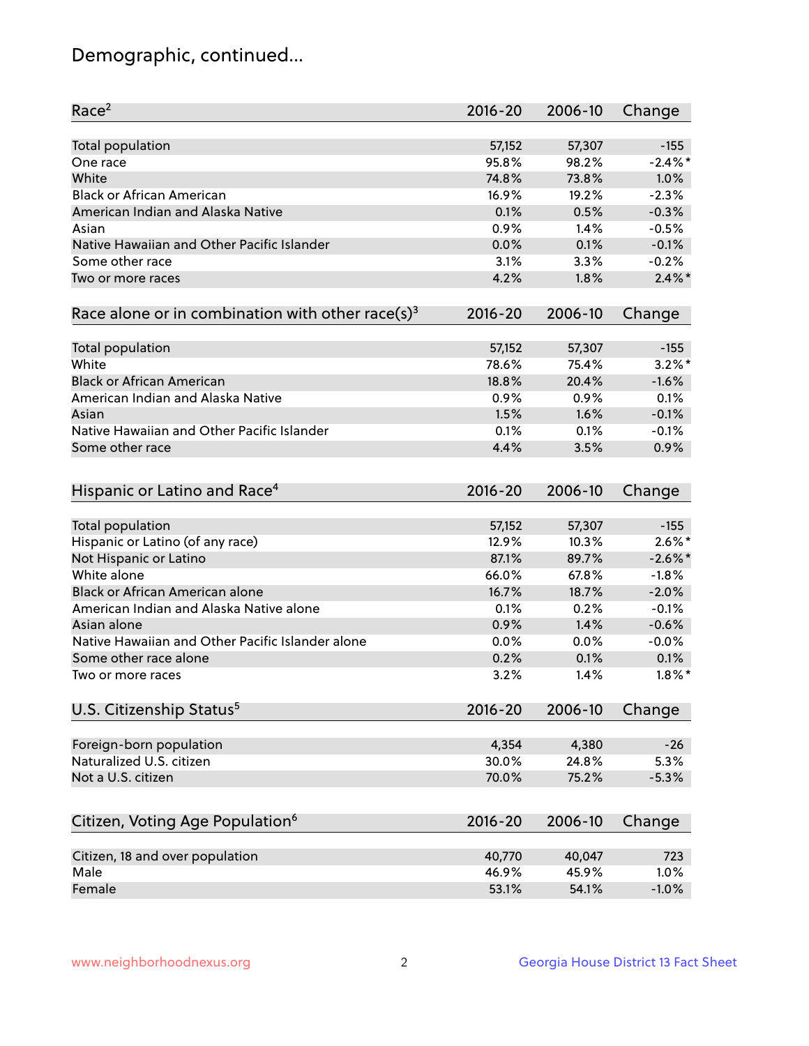# Demographic, continued...

| Race[2] | 2016-20 | 2006-10 | Change |
|---|---|---|---|
| Total population | 57,152 | 57,307 | -155 |
| One race | 95.8% | 98.2% | -2.4%* |
| White | 74.8% | 73.8% | 1.0% |
| Black or African American | 16.9% | 19.2% | -2.3% |
| American Indian and Alaska Native | 0.1% | 0.5% | -0.3% |
| Asian | 0.9% | 1.4% | -0.5% |
| Native Hawaiian and Other Pacific Islander | 0.0% | 0.1% | -0.1% |
| Some other race | 3.1% | 3.3% | -0.2% |
| Two or more races | 4.2% | 1.8% | 2.4%* |

| Race alone or in combination with other race(s)[3] | 2016-20 | 2006-10 | Change |
|---|---|---|---|
| Total population | 57,152 | 57,307 | -155 |
| White | 78.6% | 75.4% | 3.2%* |
| Black or African American | 18.8% | 20.4% | -1.6% |
| American Indian and Alaska Native | 0.9% | 0.9% | 0.1% |
| Asian | 1.5% | 1.6% | -0.1% |
| Native Hawaiian and Other Pacific Islander | 0.1% | 0.1% | -0.1% |
| Some other race | 4.4% | 3.5% | 0.9% |

| Hispanic or Latino and Race[4] | 2016-20 | 2006-10 | Change |
|---|---|---|---|
| Total population | 57,152 | 57,307 | -155 |
| Hispanic or Latino (of any race) | 12.9% | 10.3% | 2.6%* |
| Not Hispanic or Latino | 87.1% | 89.7% | -2.6%* |
| White alone | 66.0% | 67.8% | -1.8% |
| Black or African American alone | 16.7% | 18.7% | -2.0% |
| American Indian and Alaska Native alone | 0.1% | 0.2% | -0.1% |
| Asian alone | 0.9% | 1.4% | -0.6% |
| Native Hawaiian and Other Pacific Islander alone | 0.0% | 0.0% | -0.0% |
| Some other race alone | 0.2% | 0.1% | 0.1% |
| Two or more races | 3.2% | 1.4% | 1.8%* |

| U.S. Citizenship Status[5] | 2016-20 | 2006-10 | Change |
|---|---|---|---|
| Foreign-born population | 4,354 | 4,380 | -26 |
| Naturalized U.S. citizen | 30.0% | 24.8% | 5.3% |
| Not a U.S. citizen | 70.0% | 75.2% | -5.3% |

| Citizen, Voting Age Population[6] | 2016-20 | 2006-10 | Change |
|---|---|---|---|
| Citizen, 18 and over population | 40,770 | 40,047 | 723 |
| Male | 46.9% | 45.9% | 1.0% |
| Female | 53.1% | 54.1% | -1.0% |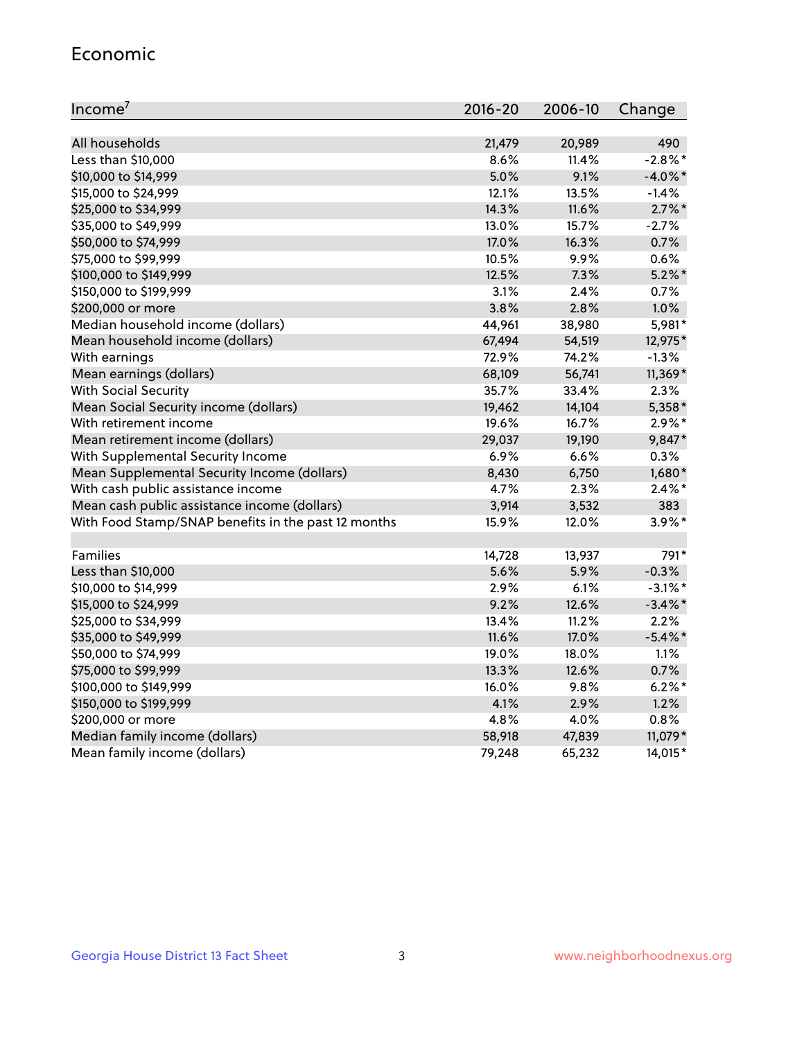## Economic

| Income[7] | 2016-20 | 2006-10 | Change |
|---|---|---|---|
| All households | 21,479 | 20,989 | 490 |
| Less than $10,000 | 8.6% | 11.4% | -2.8%* |
| $10,000 to $14,999 | 5.0% | 9.1% | -4.0%* |
| $15,000 to $24,999 | 12.1% | 13.5% | -1.4% |
| $25,000 to $34,999 | 14.3% | 11.6% | 2.7%* |
| $35,000 to $49,999 | 13.0% | 15.7% | -2.7% |
| $50,000 to $74,999 | 17.0% | 16.3% | 0.7% |
| $75,000 to $99,999 | 10.5% | 9.9% | 0.6% |
| $100,000 to $149,999 | 12.5% | 7.3% | 5.2%* |
| $150,000 to $199,999 | 3.1% | 2.4% | 0.7% |
| $200,000 or more | 3.8% | 2.8% | 1.0% |
| Median household income (dollars) | 44,961 | 38,980 | 5,981* |
| Mean household income (dollars) | 67,494 | 54,519 | 12,975* |
| With earnings | 72.9% | 74.2% | -1.3% |
| Mean earnings (dollars) | 68,109 | 56,741 | 11,369* |
| With Social Security | 35.7% | 33.4% | 2.3% |
| Mean Social Security income (dollars) | 19,462 | 14,104 | 5,358* |
| With retirement income | 19.6% | 16.7% | 2.9%* |
| Mean retirement income (dollars) | 29,037 | 19,190 | 9,847* |
| With Supplemental Security Income | 6.9% | 6.6% | 0.3% |
| Mean Supplemental Security Income (dollars) | 8,430 | 6,750 | 1,680* |
| With cash public assistance income | 4.7% | 2.3% | 2.4%* |
| Mean cash public assistance income (dollars) | 3,914 | 3,532 | 383 |
| With Food Stamp/SNAP benefits in the past 12 months | 15.9% | 12.0% | 3.9%* |
| | | | |
| Families | 14,728 | 13,937 | 791* |
| Less than $10,000 | 5.6% | 5.9% | -0.3% |
| $10,000 to $14,999 | 2.9% | 6.1% | -3.1%* |
| $15,000 to $24,999 | 9.2% | 12.6% | -3.4%* |
| $25,000 to $34,999 | 13.4% | 11.2% | 2.2% |
| $35,000 to $49,999 | 11.6% | 17.0% | -5.4%* |
| $50,000 to $74,999 | 19.0% | 18.0% | 1.1% |
| $75,000 to $99,999 | 13.3% | 12.6% | 0.7% |
| $100,000 to $149,999 | 16.0% | 9.8% | 6.2%* |
| $150,000 to $199,999 | 4.1% | 2.9% | 1.2% |
| $200,000 or more | 4.8% | 4.0% | 0.8% |
| Median family income (dollars) | 58,918 | 47,839 | 11,079* |
| Mean family income (dollars) | 79,248 | 65,232 | 14,015* |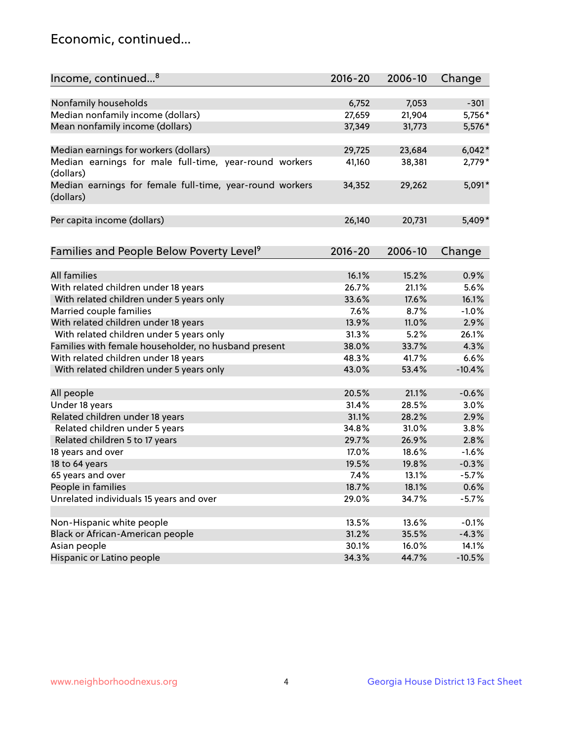## Economic, continued...

| Income, continued...[8] | 2016-20 | 2006-10 | Change |
|---|---|---|---|
| Nonfamily households | 6,752 | 7,053 | -301 |
| Median nonfamily income (dollars) | 27,659 | 21,904 | 5,756* |
| Mean nonfamily income (dollars) | 37,349 | 31,773 | 5,576* |
| Median earnings for workers (dollars) | 29,725 | 23,684 | 6,042* |
| Median earnings for male full-time, year-round workers (dollars) | 41,160 | 38,381 | 2,779* |
| Median earnings for female full-time, year-round workers (dollars) | 34,352 | 29,262 | 5,091* |
| Per capita income (dollars) | 26,140 | 20,731 | 5,409* |

| Families and People Below Poverty Level[9] | 2016-20 | 2006-10 | Change |
|---|---|---|---|
| All families | 16.1% | 15.2% | 0.9% |
| With related children under 18 years | 26.7% | 21.1% | 5.6% |
| With related children under 5 years only | 33.6% | 17.6% | 16.1% |
| Married couple families | 7.6% | 8.7% | -1.0% |
| With related children under 18 years | 13.9% | 11.0% | 2.9% |
| With related children under 5 years only | 31.3% | 5.2% | 26.1% |
| Families with female householder, no husband present | 38.0% | 33.7% | 4.3% |
| With related children under 18 years | 48.3% | 41.7% | 6.6% |
| With related children under 5 years only | 43.0% | 53.4% | -10.4% |
| All people | 20.5% | 21.1% | -0.6% |
| Under 18 years | 31.4% | 28.5% | 3.0% |
| Related children under 18 years | 31.1% | 28.2% | 2.9% |
| Related children under 5 years | 34.8% | 31.0% | 3.8% |
| Related children 5 to 17 years | 29.7% | 26.9% | 2.8% |
| 18 years and over | 17.0% | 18.6% | -1.6% |
| 18 to 64 years | 19.5% | 19.8% | -0.3% |
| 65 years and over | 7.4% | 13.1% | -5.7% |
| People in families | 18.7% | 18.1% | 0.6% |
| Unrelated individuals 15 years and over | 29.0% | 34.7% | -5.7% |
| Non-Hispanic white people | 13.5% | 13.6% | -0.1% |
| Black or African-American people | 31.2% | 35.5% | -4.3% |
| Asian people | 30.1% | 16.0% | 14.1% |
| Hispanic or Latino people | 34.3% | 44.7% | -10.5% |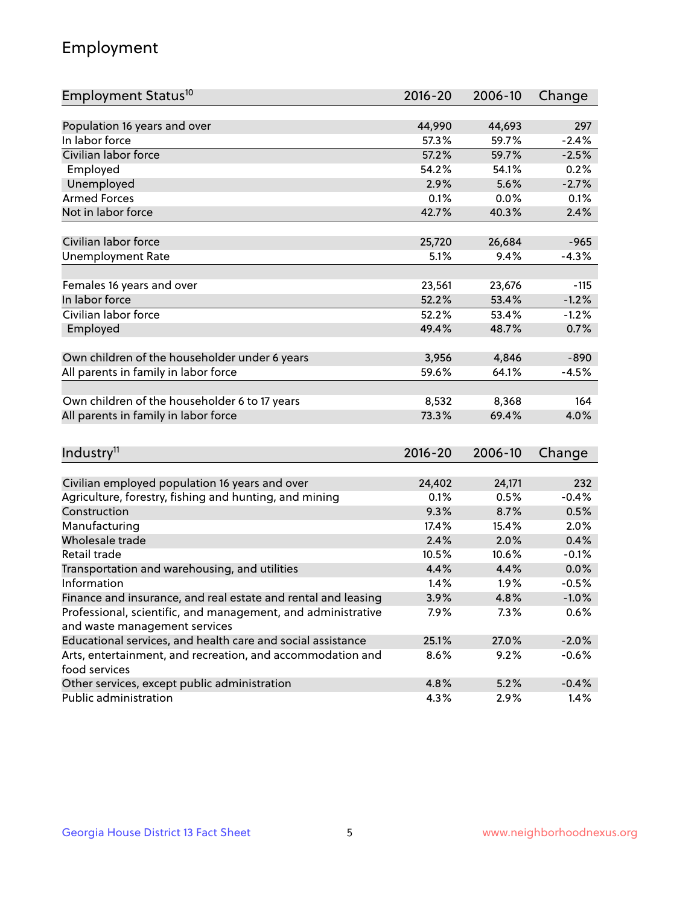## Employment

| Employment Status[10] | 2016-20 | 2006-10 | Change |
|---|---|---|---|
| Population 16 years and over | 44,990 | 44,693 | 297 |
| In labor force | 57.3% | 59.7% | -2.4% |
| Civilian labor force | 57.2% | 59.7% | -2.5% |
| Employed | 54.2% | 54.1% | 0.2% |
| Unemployed | 2.9% | 5.6% | -2.7% |
| Armed Forces | 0.1% | 0.0% | 0.1% |
| Not in labor force | 42.7% | 40.3% | 2.4% |
| | | | |
| Civilian labor force | 25,720 | 26,684 | -965 |
| Unemployment Rate | 5.1% | 9.4% | -4.3% |
| | | | |
| Females 16 years and over | 23,561 | 23,676 | -115 |
| In labor force | 52.2% | 53.4% | -1.2% |
| Civilian labor force | 52.2% | 53.4% | -1.2% |
| Employed | 49.4% | 48.7% | 0.7% |
| | | | |
| Own children of the householder under 6 years | 3,956 | 4,846 | -890 |
| All parents in family in labor force | 59.6% | 64.1% | -4.5% |
| | | | |
| Own children of the householder 6 to 17 years | 8,532 | 8,368 | 164 |
| All parents in family in labor force | 73.3% | 69.4% | 4.0% |

| Industry[11] | 2016-20 | 2006-10 | Change |
|---|---|---|---|
| Civilian employed population 16 years and over | 24,402 | 24,171 | 232 |
| Agriculture, forestry, fishing and hunting, and mining | 0.1% | 0.5% | -0.4% |
| Construction | 9.3% | 8.7% | 0.5% |
| Manufacturing | 17.4% | 15.4% | 2.0% |
| Wholesale trade | 2.4% | 2.0% | 0.4% |
| Retail trade | 10.5% | 10.6% | -0.1% |
| Transportation and warehousing, and utilities | 4.4% | 4.4% | 0.0% |
| Information | 1.4% | 1.9% | -0.5% |
| Finance and insurance, and real estate and rental and leasing | 3.9% | 4.8% | -1.0% |
| Professional, scientific, and management, and administrative and waste management services | 7.9% | 7.3% | 0.6% |
| Educational services, and health care and social assistance | 25.1% | 27.0% | -2.0% |
| Arts, entertainment, and recreation, and accommodation and food services | 8.6% | 9.2% | -0.6% |
| Other services, except public administration | 4.8% | 5.2% | -0.4% |
| Public administration | 4.3% | 2.9% | 1.4% |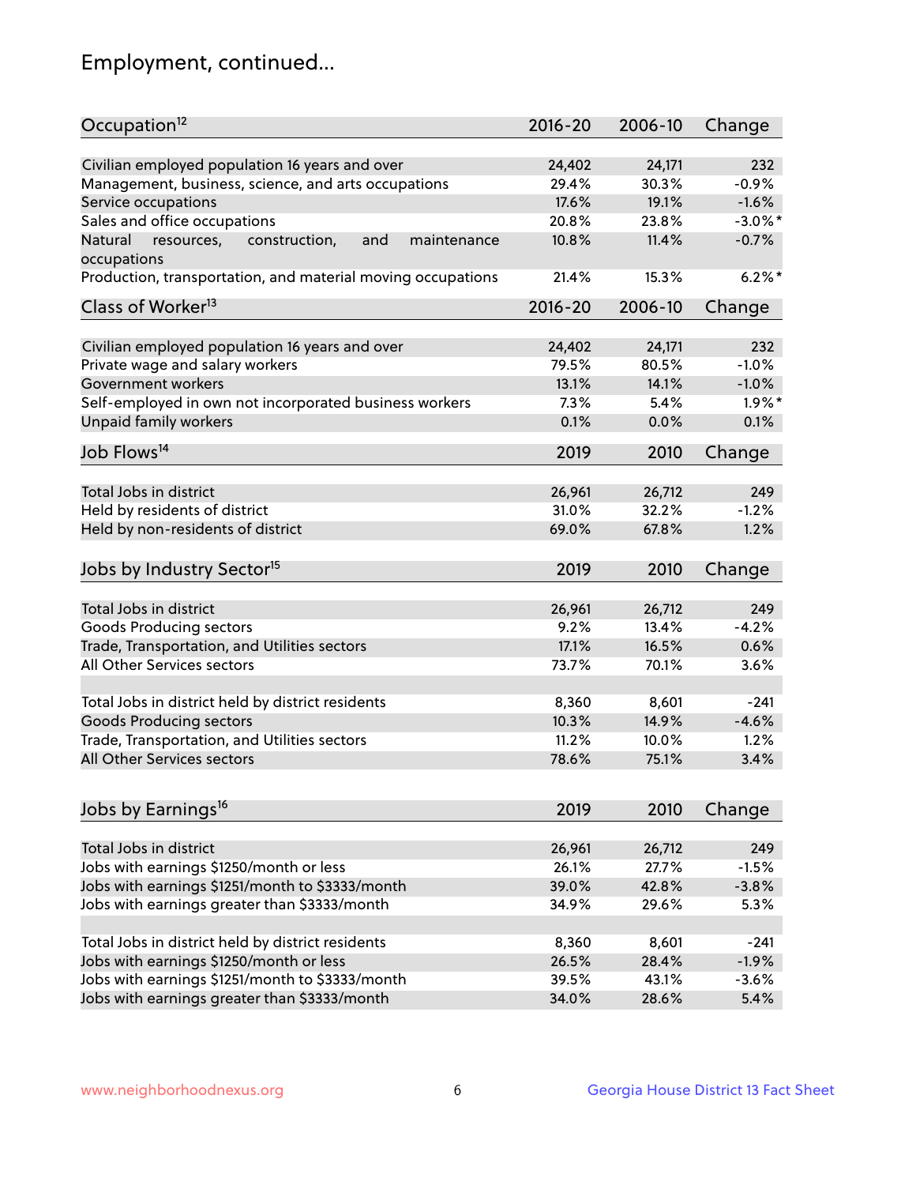# Employment, continued...

| Occupation[12] | 2016-20 | 2006-10 | Change |
|---|---|---|---|
| Civilian employed population 16 years and over | 24,402 | 24,171 | 232 |
| Management, business, science, and arts occupations | 29.4% | 30.3% | -0.9% |
| Service occupations | 17.6% | 19.1% | -1.6% |
| Sales and office occupations | 20.8% | 23.8% | -3.0%* |
| Natural resources, construction, and maintenance occupations | 10.8% | 11.4% | -0.7% |
| Production, transportation, and material moving occupations | 21.4% | 15.3% | 6.2%* |

| Class of Worker[13] | 2016-20 | 2006-10 | Change |
|---|---|---|---|
| Civilian employed population 16 years and over | 24,402 | 24,171 | 232 |
| Private wage and salary workers | 79.5% | 80.5% | -1.0% |
| Government workers | 13.1% | 14.1% | -1.0% |
| Self-employed in own not incorporated business workers | 7.3% | 5.4% | 1.9%* |
| Unpaid family workers | 0.1% | 0.0% | 0.1% |

| Job Flows[14] | 2019 | 2010 | Change |
|---|---|---|---|
| Total Jobs in district | 26,961 | 26,712 | 249 |
| Held by residents of district | 31.0% | 32.2% | -1.2% |
| Held by non-residents of district | 69.0% | 67.8% | 1.2% |

| Jobs by Industry Sector[15] | 2019 | 2010 | Change |
|---|---|---|---|
| Total Jobs in district | 26,961 | 26,712 | 249 |
| Goods Producing sectors | 9.2% | 13.4% | -4.2% |
| Trade, Transportation, and Utilities sectors | 17.1% | 16.5% | 0.6% |
| All Other Services sectors | 73.7% | 70.1% | 3.6% |
| | | | |
| Total Jobs in district held by district residents | 8,360 | 8,601 | -241 |
| Goods Producing sectors | 10.3% | 14.9% | -4.6% |
| Trade, Transportation, and Utilities sectors | 11.2% | 10.0% | 1.2% |
| All Other Services sectors | 78.6% | 75.1% | 3.4% |

| Jobs by Earnings[16] | 2019 | 2010 | Change |
|---|---|---|---|
| Total Jobs in district | 26,961 | 26,712 | 249 |
| Jobs with earnings $1250/month or less | 26.1% | 27.7% | -1.5% |
| Jobs with earnings $1251/month to $3333/month | 39.0% | 42.8% | -3.8% |
| Jobs with earnings greater than $3333/month | 34.9% | 29.6% | 5.3% |
| | | | |
| Total Jobs in district held by district residents | 8,360 | 8,601 | -241 |
| Jobs with earnings $1250/month or less | 26.5% | 28.4% | -1.9% |
| Jobs with earnings $1251/month to $3333/month | 39.5% | 43.1% | -3.6% |
| Jobs with earnings greater than $3333/month | 34.0% | 28.6% | 5.4% |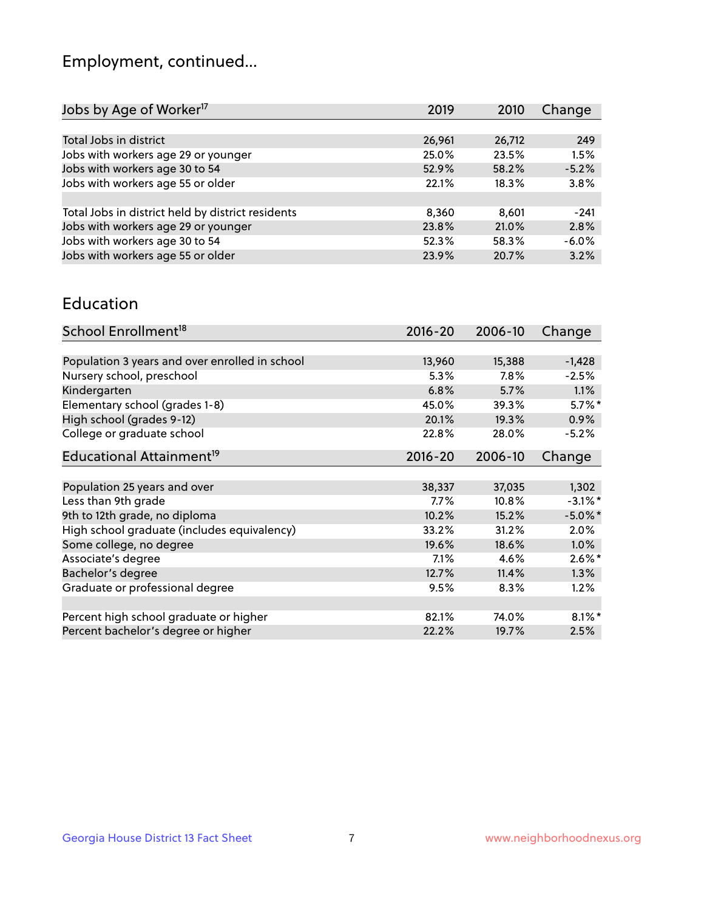# Employment, continued...

| Jobs by Age of Worker[17] | 2019 | 2010 | Change |
|---|---|---|---|
| Total Jobs in district | 26,961 | 26,712 | 249 |
| Jobs with workers age 29 or younger | 25.0% | 23.5% | 1.5% |
| Jobs with workers age 30 to 54 | 52.9% | 58.2% | -5.2% |
| Jobs with workers age 55 or older | 22.1% | 18.3% | 3.8% |
| | | | |
| Total Jobs in district held by district residents | 8,360 | 8,601 | -241 |
| Jobs with workers age 29 or younger | 23.8% | 21.0% | 2.8% |
| Jobs with workers age 30 to 54 | 52.3% | 58.3% | -6.0% |
| Jobs with workers age 55 or older | 23.9% | 20.7% | 3.2% |

## Education

| School Enrollment[18] | 2016-20 | 2006-10 | Change |
|---|---|---|---|
| Population 3 years and over enrolled in school | 13,960 | 15,388 | -1,428 |
| Nursery school, preschool | 5.3% | 7.8% | -2.5% |
| Kindergarten | 6.8% | 5.7% | 1.1% |
| Elementary school (grades 1-8) | 45.0% | 39.3% | 5.7%* |
| High school (grades 9-12) | 20.1% | 19.3% | 0.9% |
| College or graduate school | 22.8% | 28.0% | -5.2% |

| Educational Attainment[19] | 2016-20 | 2006-10 | Change |
|---|---|---|---|
| Population 25 years and over | 38,337 | 37,035 | 1,302 |
| Less than 9th grade | 7.7% | 10.8% | -3.1%* |
| 9th to 12th grade, no diploma | 10.2% | 15.2% | -5.0%* |
| High school graduate (includes equivalency) | 33.2% | 31.2% | 2.0% |
| Some college, no degree | 19.6% | 18.6% | 1.0% |
| Associate's degree | 7.1% | 4.6% | 2.6%* |
| Bachelor's degree | 12.7% | 11.4% | 1.3% |
| Graduate or professional degree | 9.5% | 8.3% | 1.2% |
| | | | |
| Percent high school graduate or higher | 82.1% | 74.0% | 8.1%* |
| Percent bachelor's degree or higher | 22.2% | 19.7% | 2.5% |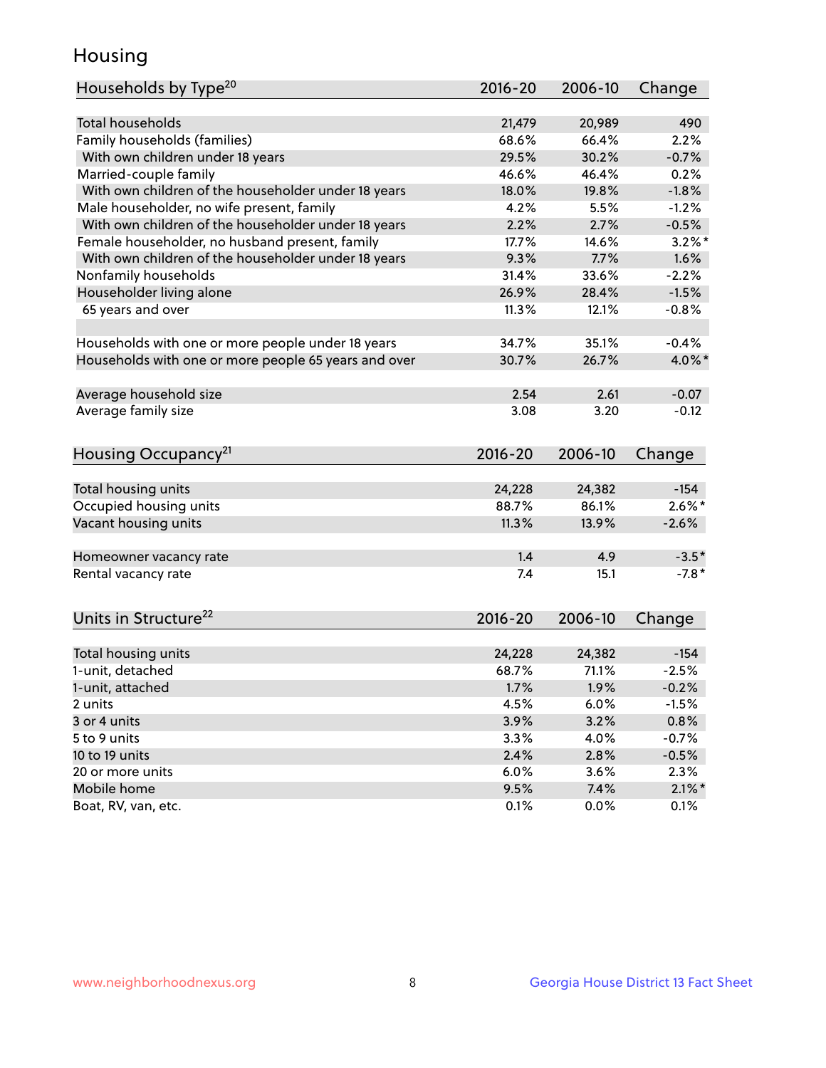# Housing

| Households by Type[20] | 2016-20 | 2006-10 | Change |
|---|---|---|---|
| Total households | 21,479 | 20,989 | 490 |
| Family households (families) | 68.6% | 66.4% | 2.2% |
| With own children under 18 years | 29.5% | 30.2% | -0.7% |
| Married-couple family | 46.6% | 46.4% | 0.2% |
| With own children of the householder under 18 years | 18.0% | 19.8% | -1.8% |
| Male householder, no wife present, family | 4.2% | 5.5% | -1.2% |
| With own children of the householder under 18 years | 2.2% | 2.7% | -0.5% |
| Female householder, no husband present, family | 17.7% | 14.6% | 3.2%* |
| With own children of the householder under 18 years | 9.3% | 7.7% | 1.6% |
| Nonfamily households | 31.4% | 33.6% | -2.2% |
| Householder living alone | 26.9% | 28.4% | -1.5% |
| 65 years and over | 11.3% | 12.1% | -0.8% |
| | | | |
| Households with one or more people under 18 years | 34.7% | 35.1% | -0.4% |
| Households with one or more people 65 years and over | 30.7% | 26.7% | 4.0%* |
| | | | |
| Average household size | 2.54 | 2.61 | -0.07 |
| Average family size | 3.08 | 3.20 | -0.12 |

| Housing Occupancy[21] | 2016-20 | 2006-10 | Change |
|---|---|---|---|
| Total housing units | 24,228 | 24,382 | -154 |
| Occupied housing units | 88.7% | 86.1% | 2.6%* |
| Vacant housing units | 11.3% | 13.9% | -2.6% |
| | | | |
| Homeowner vacancy rate | 1.4 | 4.9 | -3.5* |
| Rental vacancy rate | 7.4 | 15.1 | -7.8* |

| Units in Structure[22] | 2016-20 | 2006-10 | Change |
|---|---|---|---|
| Total housing units | 24,228 | 24,382 | -154 |
| 1-unit, detached | 68.7% | 71.1% | -2.5% |
| 1-unit, attached | 1.7% | 1.9% | -0.2% |
| 2 units | 4.5% | 6.0% | -1.5% |
| 3 or 4 units | 3.9% | 3.2% | 0.8% |
| 5 to 9 units | 3.3% | 4.0% | -0.7% |
| 10 to 19 units | 2.4% | 2.8% | -0.5% |
| 20 or more units | 6.0% | 3.6% | 2.3% |
| Mobile home | 9.5% | 7.4% | 2.1%* |
| Boat, RV, van, etc. | 0.1% | 0.0% | 0.1% |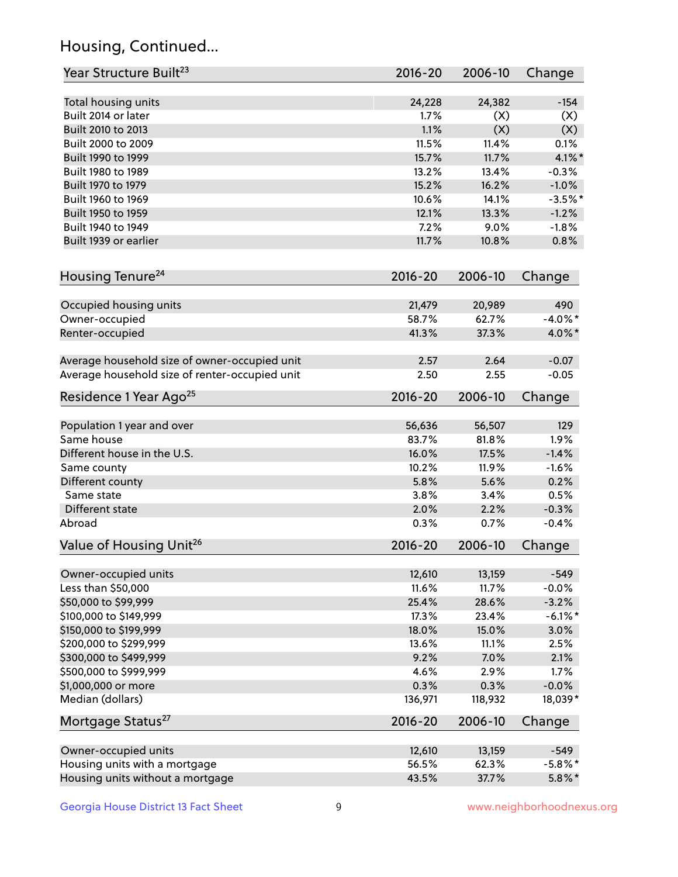## Housing, Continued...

| Year Structure Built[23] | 2016-20 | 2006-10 | Change |
|---|---|---|---|
| Total housing units | 24,228 | 24,382 | -154 |
| Built 2014 or later | 1.7% | (X) | (X) |
| Built 2010 to 2013 | 1.1% | (X) | (X) |
| Built 2000 to 2009 | 11.5% | 11.4% | 0.1% |
| Built 1990 to 1999 | 15.7% | 11.7% | 4.1%* |
| Built 1980 to 1989 | 13.2% | 13.4% | -0.3% |
| Built 1970 to 1979 | 15.2% | 16.2% | -1.0% |
| Built 1960 to 1969 | 10.6% | 14.1% | -3.5%* |
| Built 1950 to 1959 | 12.1% | 13.3% | -1.2% |
| Built 1940 to 1949 | 7.2% | 9.0% | -1.8% |
| Built 1939 or earlier | 11.7% | 10.8% | 0.8% |

| Housing Tenure[24] | 2016-20 | 2006-10 | Change |
|---|---|---|---|
| Occupied housing units | 21,479 | 20,989 | 490 |
| Owner-occupied | 58.7% | 62.7% | -4.0%* |
| Renter-occupied | 41.3% | 37.3% | 4.0%* |
| Average household size of owner-occupied unit | 2.57 | 2.64 | -0.07 |
| Average household size of renter-occupied unit | 2.50 | 2.55 | -0.05 |

| Residence 1 Year Ago[25] | 2016-20 | 2006-10 | Change |
|---|---|---|---|
| Population 1 year and over | 56,636 | 56,507 | 129 |
| Same house | 83.7% | 81.8% | 1.9% |
| Different house in the U.S. | 16.0% | 17.5% | -1.4% |
| Same county | 10.2% | 11.9% | -1.6% |
| Different county | 5.8% | 5.6% | 0.2% |
| Same state | 3.8% | 3.4% | 0.5% |
| Different state | 2.0% | 2.2% | -0.3% |
| Abroad | 0.3% | 0.7% | -0.4% |

| Value of Housing Unit[26] | 2016-20 | 2006-10 | Change |
|---|---|---|---|
| Owner-occupied units | 12,610 | 13,159 | -549 |
| Less than $50,000 | 11.6% | 11.7% | -0.0% |
| $50,000 to $99,999 | 25.4% | 28.6% | -3.2% |
| $100,000 to $149,999 | 17.3% | 23.4% | -6.1%* |
| $150,000 to $199,999 | 18.0% | 15.0% | 3.0% |
| $200,000 to $299,999 | 13.6% | 11.1% | 2.5% |
| $300,000 to $499,999 | 9.2% | 7.0% | 2.1% |
| $500,000 to $999,999 | 4.6% | 2.9% | 1.7% |
| $1,000,000 or more | 0.3% | 0.3% | -0.0% |
| Median (dollars) | 136,971 | 118,932 | 18,039* |

| Mortgage Status[27] | 2016-20 | 2006-10 | Change |
|---|---|---|---|
| Owner-occupied units | 12,610 | 13,159 | -549 |
| Housing units with a mortgage | 56.5% | 62.3% | -5.8%* |
| Housing units without a mortgage | 43.5% | 37.7% | 5.8%* |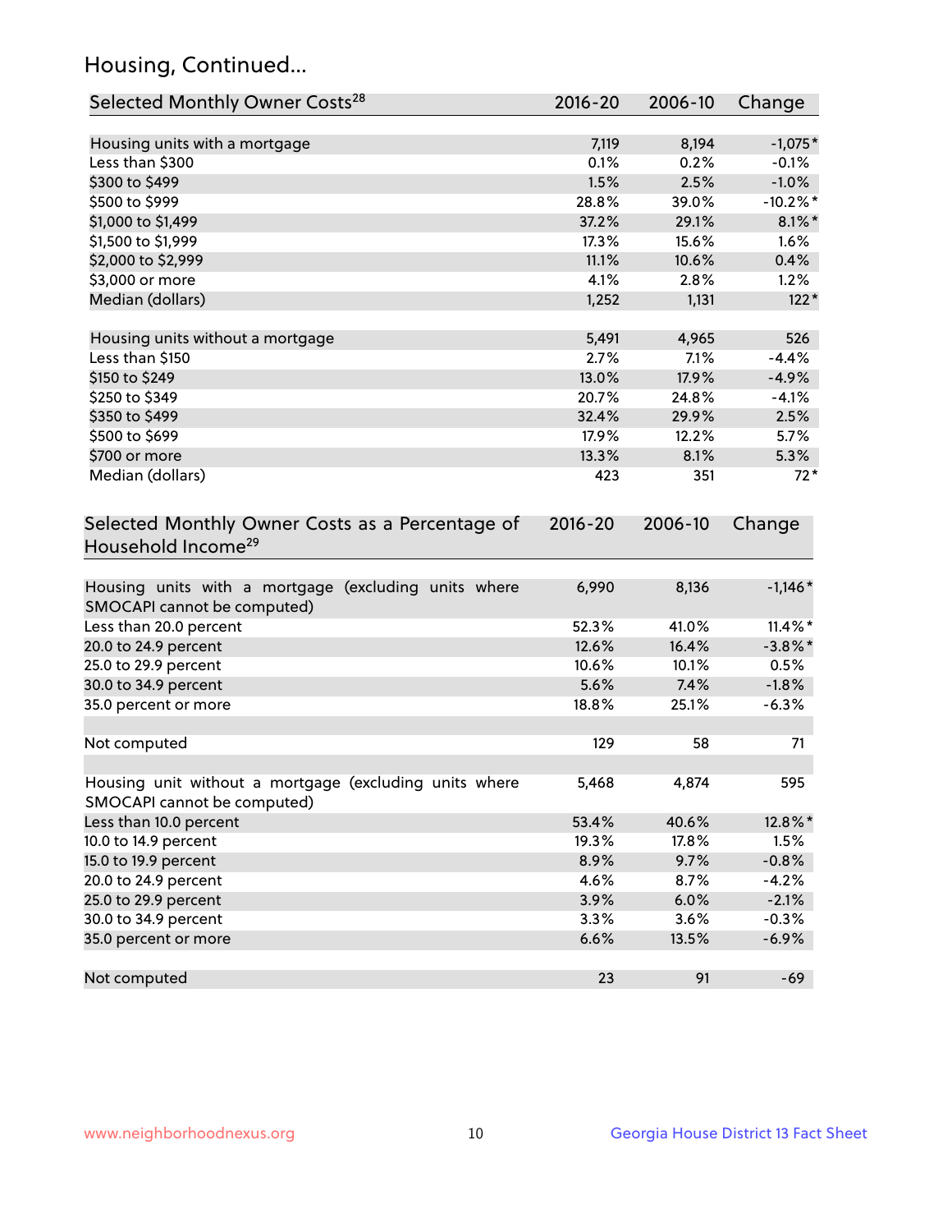## Housing, Continued...

| Selected Monthly Owner Costs[28] | 2016-20 | 2006-10 | Change |
|---|---|---|---|
| Housing units with a mortgage | 7,119 | 8,194 | -1,075* |
| Less than $300 | 0.1% | 0.2% | -0.1% |
| $300 to $499 | 1.5% | 2.5% | -1.0% |
| $500 to $999 | 28.8% | 39.0% | -10.2%* |
| $1,000 to $1,499 | 37.2% | 29.1% | 8.1%* |
| $1,500 to $1,999 | 17.3% | 15.6% | 1.6% |
| $2,000 to $2,999 | 11.1% | 10.6% | 0.4% |
| $3,000 or more | 4.1% | 2.8% | 1.2% |
| Median (dollars) | 1,252 | 1,131 | 122* |
| | | | |
| Housing units without a mortgage | 5,491 | 4,965 | 526 |
| Less than $150 | 2.7% | 7.1% | -4.4% |
| $150 to $249 | 13.0% | 17.9% | -4.9% |
| $250 to $349 | 20.7% | 24.8% | -4.1% |
| $350 to $499 | 32.4% | 29.9% | 2.5% |
| $500 to $699 | 17.9% | 12.2% | 5.7% |
| $700 or more | 13.3% | 8.1% | 5.3% |
| Median (dollars) | 423 | 351 | 72* |

| Selected Monthly Owner Costs as a Percentage of Household Income[29] | 2016-20 | 2006-10 | Change |
|---|---|---|---|
| Housing units with a mortgage (excluding units where SMOCAPI cannot be computed) | 6,990 | 8,136 | -1,146* |
| Less than 20.0 percent | 52.3% | 41.0% | 11.4%* |
| 20.0 to 24.9 percent | 12.6% | 16.4% | -3.8%* |
| 25.0 to 29.9 percent | 10.6% | 10.1% | 0.5% |
| 30.0 to 34.9 percent | 5.6% | 7.4% | -1.8% |
| 35.0 percent or more | 18.8% | 25.1% | -6.3% |
| | | | |
| Not computed | 129 | 58 | 71 |
| | | | |
| Housing unit without a mortgage (excluding units where SMOCAPI cannot be computed) | 5,468 | 4,874 | 595 |
| Less than 10.0 percent | 53.4% | 40.6% | 12.8%* |
| 10.0 to 14.9 percent | 19.3% | 17.8% | 1.5% |
| 15.0 to 19.9 percent | 8.9% | 9.7% | -0.8% |
| 20.0 to 24.9 percent | 4.6% | 8.7% | -4.2% |
| 25.0 to 29.9 percent | 3.9% | 6.0% | -2.1% |
| 30.0 to 34.9 percent | 3.3% | 3.6% | -0.3% |
| 35.0 percent or more | 6.6% | 13.5% | -6.9% |
| | | | |
| Not computed | 23 | 91 | -69 |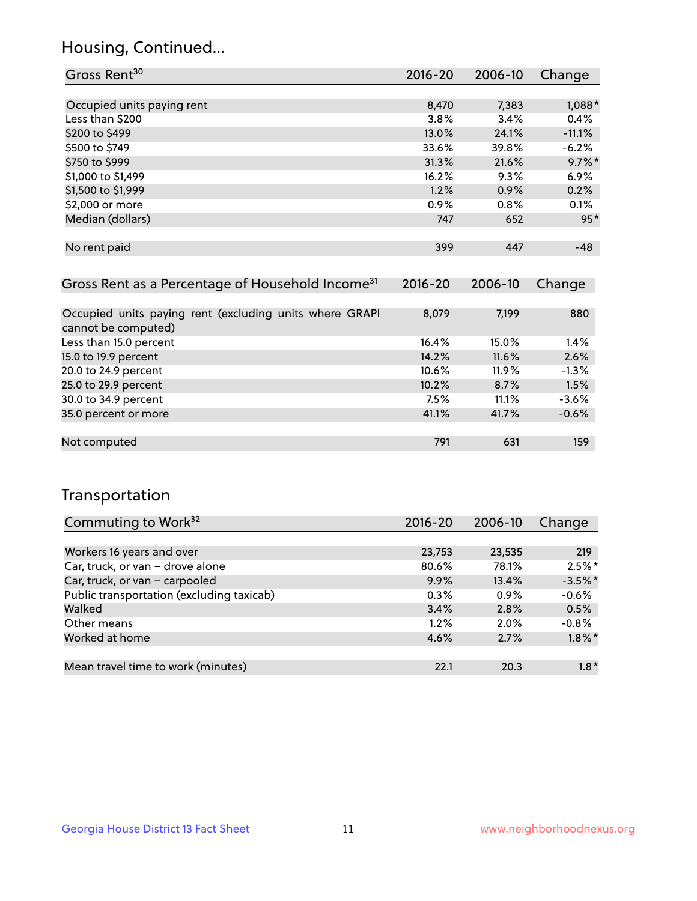## Housing, Continued...

| Gross Rent[30] | 2016-20 | 2006-10 | Change |
|---|---|---|---|
| Occupied units paying rent | 8,470 | 7,383 | 1,088* |
| Less than $200 | 3.8% | 3.4% | 0.4% |
| $200 to $499 | 13.0% | 24.1% | -11.1% |
| $500 to $749 | 33.6% | 39.8% | -6.2% |
| $750 to $999 | 31.3% | 21.6% | 9.7%* |
| $1,000 to $1,499 | 16.2% | 9.3% | 6.9% |
| $1,500 to $1,999 | 1.2% | 0.9% | 0.2% |
| $2,000 or more | 0.9% | 0.8% | 0.1% |
| Median (dollars) | 747 | 652 | 95* |
| No rent paid | 399 | 447 | -48 |

| Gross Rent as a Percentage of Household Income[31] | 2016-20 | 2006-10 | Change |
|---|---|---|---|
| Occupied units paying rent (excluding units where GRAPI cannot be computed) | 8,079 | 7,199 | 880 |
| Less than 15.0 percent | 16.4% | 15.0% | 1.4% |
| 15.0 to 19.9 percent | 14.2% | 11.6% | 2.6% |
| 20.0 to 24.9 percent | 10.6% | 11.9% | -1.3% |
| 25.0 to 29.9 percent | 10.2% | 8.7% | 1.5% |
| 30.0 to 34.9 percent | 7.5% | 11.1% | -3.6% |
| 35.0 percent or more | 41.1% | 41.7% | -0.6% |
| Not computed | 791 | 631 | 159 |

## Transportation

| Commuting to Work[32] | 2016-20 | 2006-10 | Change |
|---|---|---|---|
| Workers 16 years and over | 23,753 | 23,535 | 219 |
| Car, truck, or van – drove alone | 80.6% | 78.1% | 2.5%* |
| Car, truck, or van – carpooled | 9.9% | 13.4% | -3.5%* |
| Public transportation (excluding taxicab) | 0.3% | 0.9% | -0.6% |
| Walked | 3.4% | 2.8% | 0.5% |
| Other means | 1.2% | 2.0% | -0.8% |
| Worked at home | 4.6% | 2.7% | 1.8%* |
| Mean travel time to work (minutes) | 22.1 | 20.3 | 1.8* |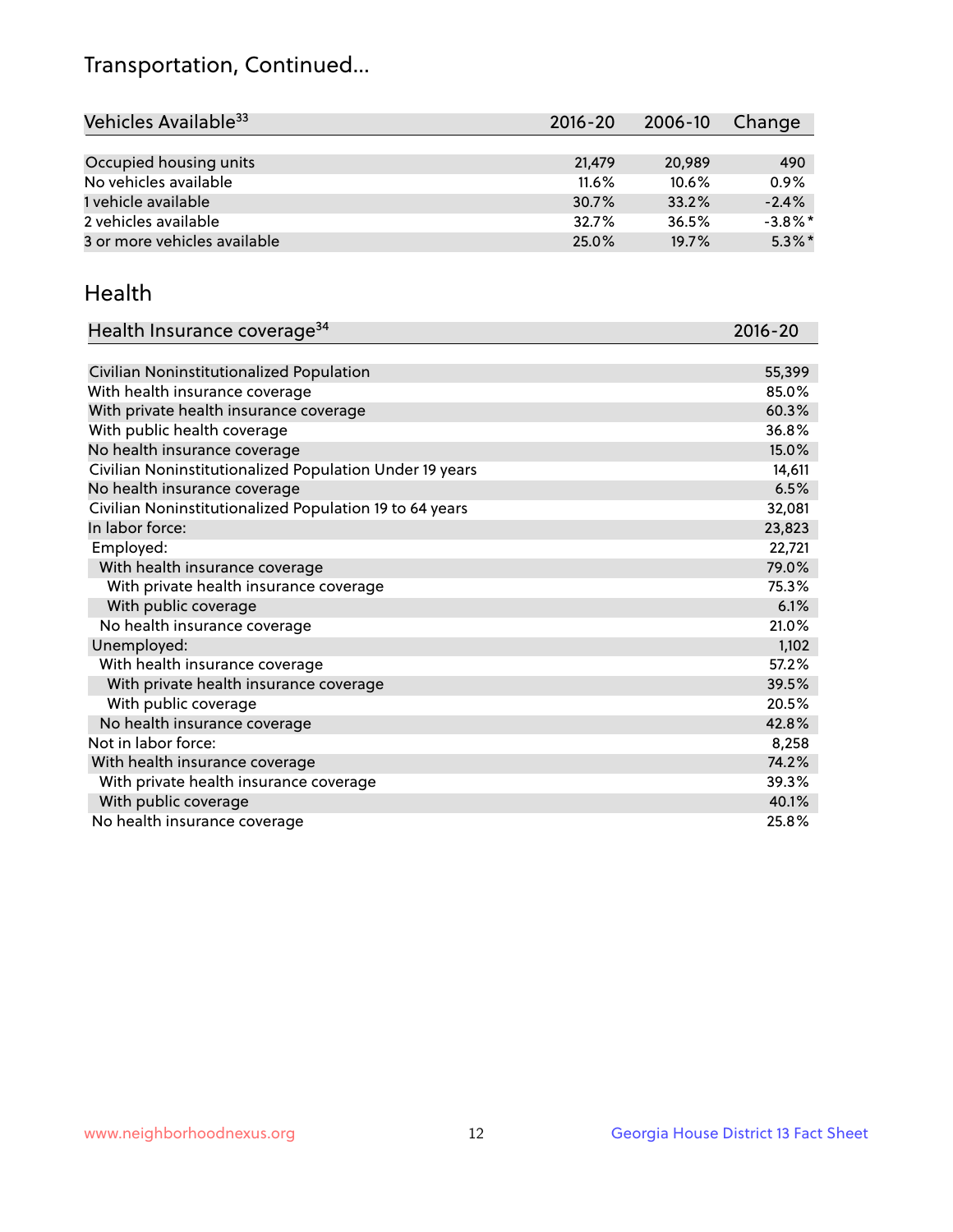# Transportation, Continued...

| Vehicles Available[33] | 2016-20 | 2006-10 | Change |
|---|---|---|---|
| Occupied housing units | 21,479 | 20,989 | 490 |
| No vehicles available | 11.6% | 10.6% | 0.9% |
| 1 vehicle available | 30.7% | 33.2% | -2.4% |
| 2 vehicles available | 32.7% | 36.5% | -3.8%* |
| 3 or more vehicles available | 25.0% | 19.7% | 5.3%* |

## Health

| Health Insurance coverage[34] | 2016-20 |
|---|---|
| Civilian Noninstitutionalized Population | 55,399 |
| With health insurance coverage | 85.0% |
| With private health insurance coverage | 60.3% |
| With public health coverage | 36.8% |
| No health insurance coverage | 15.0% |
| Civilian Noninstitutionalized Population Under 19 years | 14,611 |
| No health insurance coverage | 6.5% |
| Civilian Noninstitutionalized Population 19 to 64 years | 32,081 |
| In labor force: | 23,823 |
| Employed: | 22,721 |
| With health insurance coverage | 79.0% |
| With private health insurance coverage | 75.3% |
| With public coverage | 6.1% |
| No health insurance coverage | 21.0% |
| Unemployed: | 1,102 |
| With health insurance coverage | 57.2% |
| With private health insurance coverage | 39.5% |
| With public coverage | 20.5% |
| No health insurance coverage | 42.8% |
| Not in labor force: | 8,258 |
| With health insurance coverage | 74.2% |
| With private health insurance coverage | 39.3% |
| With public coverage | 40.1% |
| No health insurance coverage | 25.8% |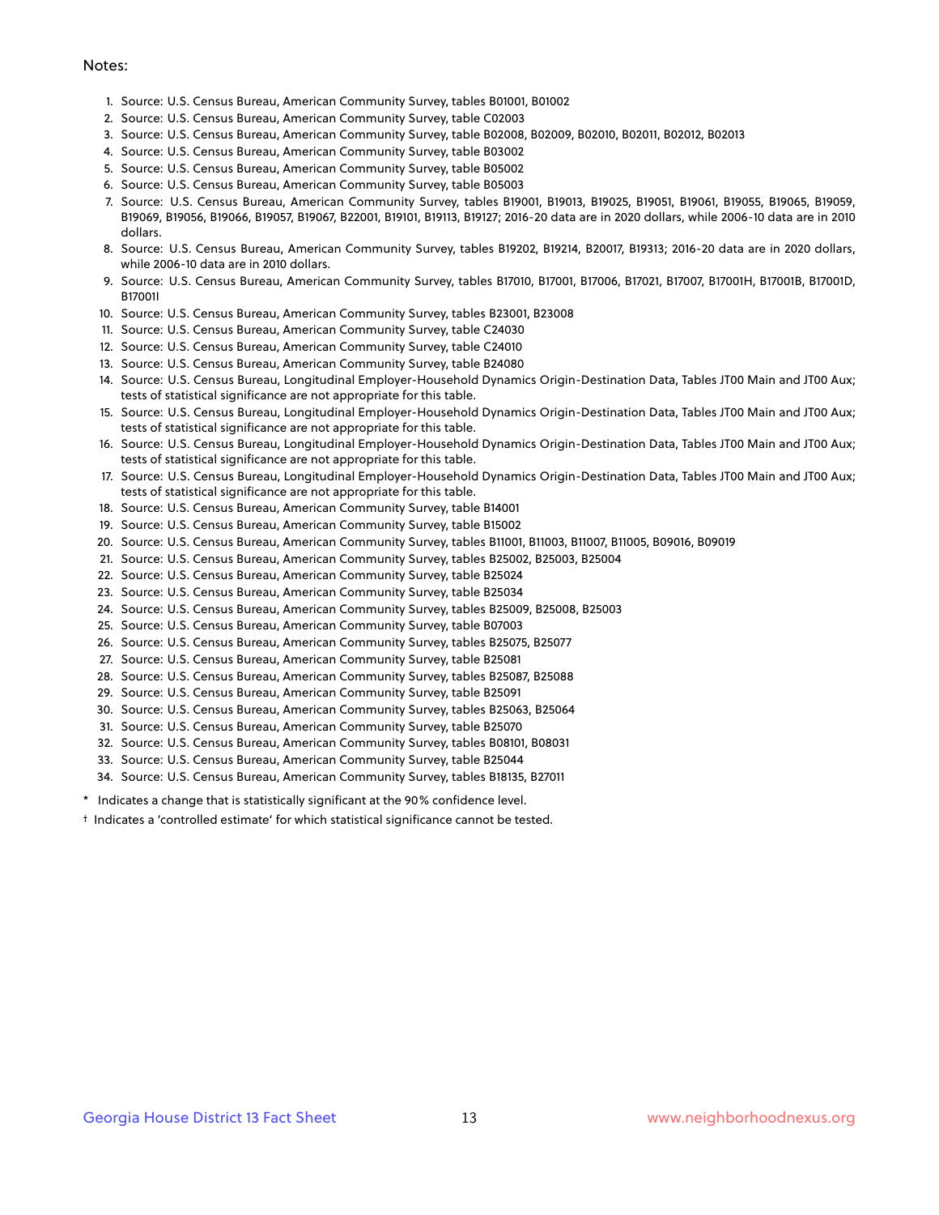Notes:

1. Source: U.S. Census Bureau, American Community Survey, tables B01001, B01002
2. Source: U.S. Census Bureau, American Community Survey, table C02003
3. Source: U.S. Census Bureau, American Community Survey, table B02008, B02009, B02010, B02011, B02012, B02013
4. Source: U.S. Census Bureau, American Community Survey, table B03002
5. Source: U.S. Census Bureau, American Community Survey, table B05002
6. Source: U.S. Census Bureau, American Community Survey, table B05003
7. Source: U.S. Census Bureau, American Community Survey, tables B19001, B19013, B19025, B19051, B19061, B19055, B19065, B19059, B19069, B19056, B19066, B19057, B19067, B22001, B19101, B19113, B19127; 2016-20 data are in 2020 dollars, while 2006-10 data are in 2010 dollars.
8. Source: U.S. Census Bureau, American Community Survey, tables B19202, B19214, B20017, B19313; 2016-20 data are in 2020 dollars, while 2006-10 data are in 2010 dollars.
9. Source: U.S. Census Bureau, American Community Survey, tables B17010, B17001, B17006, B17021, B17007, B17001H, B17001B, B17001D, B17001I
10. Source: U.S. Census Bureau, American Community Survey, tables B23001, B23008
11. Source: U.S. Census Bureau, American Community Survey, table C24030
12. Source: U.S. Census Bureau, American Community Survey, table C24010
13. Source: U.S. Census Bureau, American Community Survey, table B24080
14. Source: U.S. Census Bureau, Longitudinal Employer-Household Dynamics Origin-Destination Data, Tables JT00 Main and JT00 Aux; tests of statistical significance are not appropriate for this table.
15. Source: U.S. Census Bureau, Longitudinal Employer-Household Dynamics Origin-Destination Data, Tables JT00 Main and JT00 Aux; tests of statistical significance are not appropriate for this table.
16. Source: U.S. Census Bureau, Longitudinal Employer-Household Dynamics Origin-Destination Data, Tables JT00 Main and JT00 Aux; tests of statistical significance are not appropriate for this table.
17. Source: U.S. Census Bureau, Longitudinal Employer-Household Dynamics Origin-Destination Data, Tables JT00 Main and JT00 Aux; tests of statistical significance are not appropriate for this table.
18. Source: U.S. Census Bureau, American Community Survey, table B14001
19. Source: U.S. Census Bureau, American Community Survey, table B15002
20. Source: U.S. Census Bureau, American Community Survey, tables B11001, B11003, B11007, B11005, B09016, B09019
21. Source: U.S. Census Bureau, American Community Survey, tables B25002, B25003, B25004
22. Source: U.S. Census Bureau, American Community Survey, table B25024
23. Source: U.S. Census Bureau, American Community Survey, table B25034
24. Source: U.S. Census Bureau, American Community Survey, tables B25009, B25008, B25003
25. Source: U.S. Census Bureau, American Community Survey, table B07003
26. Source: U.S. Census Bureau, American Community Survey, tables B25075, B25077
27. Source: U.S. Census Bureau, American Community Survey, table B25081
28. Source: U.S. Census Bureau, American Community Survey, tables B25087, B25088
29. Source: U.S. Census Bureau, American Community Survey, table B25091
30. Source: U.S. Census Bureau, American Community Survey, tables B25063, B25064
31. Source: U.S. Census Bureau, American Community Survey, table B25070
32. Source: U.S. Census Bureau, American Community Survey, tables B08101, B08031
33. Source: U.S. Census Bureau, American Community Survey, table B25044
34. Source: U.S. Census Bureau, American Community Survey, tables B18135, B27011

\* Indicates a change that is statistically significant at the 90% confidence level.

† Indicates a 'controlled estimate' for which statistical significance cannot be tested.